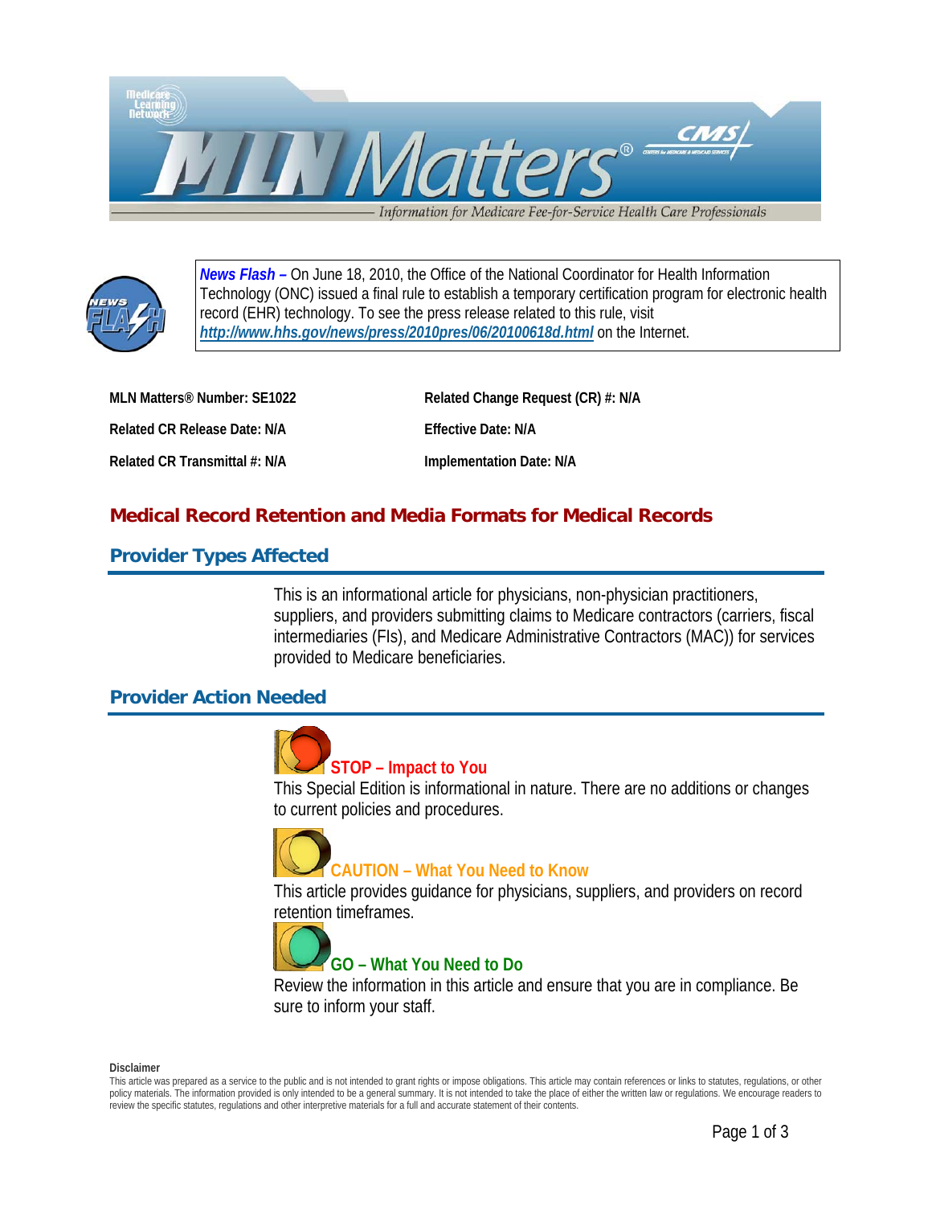***News Flash –*** On June 18, 2010, the Office of the National Coordinator for Health Information Technology (ONC) issued a final rule to establish a temporary certification program for electronic health record (EHR) technology. To see the press release related to this rule, visit ***http://www.hhs.gov/news/press/2010pres/06/20100618d.html*** on the Internet.

| | |
|---|---|
| **MLN Matters® Number: SE1022** | **Related Change Request (CR) #: N/A** |
| **Related CR Release Date: N/A** | **Effective Date: N/A** |
| **Related CR Transmittal #: N/A** | **Implementation Date: N/A** |

# Medical Record Retention and Media Formats for Medical Records

## Provider Types Affected

This is an informational article for physicians, non-physician practitioners, suppliers, and providers submitting claims to Medicare contractors (carriers, fiscal intermediaries (FIs), and Medicare Administrative Contractors (MAC)) for services provided to Medicare beneficiaries.

## Provider Action Needed

### STOP – Impact to You

This Special Edition is informational in nature. There are no additions or changes to current policies and procedures.

### CAUTION – What You Need to Know

This article provides guidance for physicians, suppliers, and providers on record retention timeframes.

### GO – What You Need to Do

Review the information in this article and ensure that you are in compliance. Be sure to inform your staff.

**Disclaimer**

This article was prepared as a service to the public and is not intended to grant rights or impose obligations. This article may contain references or links to statutes, regulations, or other policy materials. The information provided is only intended to be a general summary. It is not intended to take the place of either the written law or regulations. We encourage readers to review the specific statutes, regulations and other interpretive materials for a full and accurate statement of their contents.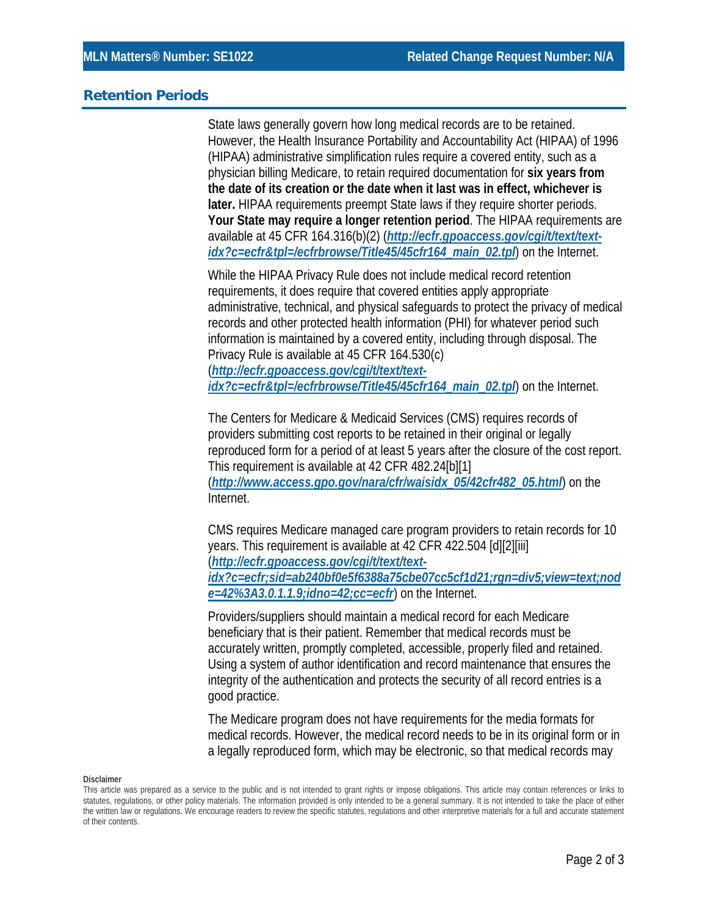## Retention Periods

State laws generally govern how long medical records are to be retained. However, the Health Insurance Portability and Accountability Act (HIPAA) of 1996 (HIPAA) administrative simplification rules require a covered entity, such as a physician billing Medicare, to retain required documentation for **six years from the date of its creation or the date when it last was in effect, whichever is later.** HIPAA requirements preempt State laws if they require shorter periods. **Your State may require a longer retention period**. The HIPAA requirements are available at 45 CFR 164.316(b)(2) (***http://ecfr.gpoaccess.gov/cgi/t/text/text-idx?c=ecfr&tpl=/ecfrbrowse/Title45/45cfr164_main_02.tpl***) on the Internet.

While the HIPAA Privacy Rule does not include medical record retention requirements, it does require that covered entities apply appropriate administrative, technical, and physical safeguards to protect the privacy of medical records and other protected health information (PHI) for whatever period such information is maintained by a covered entity, including through disposal. The Privacy Rule is available at 45 CFR 164.530(c) (***http://ecfr.gpoaccess.gov/cgi/t/text/text-idx?c=ecfr&tpl=/ecfrbrowse/Title45/45cfr164_main_02.tpl***) on the Internet.

The Centers for Medicare & Medicaid Services (CMS) requires records of providers submitting cost reports to be retained in their original or legally reproduced form for a period of at least 5 years after the closure of the cost report. This requirement is available at 42 CFR 482.24[b][1] (***http://www.access.gpo.gov/nara/cfr/waisidx_05/42cfr482_05.html***) on the Internet.

CMS requires Medicare managed care program providers to retain records for 10 years. This requirement is available at 42 CFR 422.504 [d][2][iii] (***http://ecfr.gpoaccess.gov/cgi/t/text/text-idx?c=ecfr;sid=ab240bf0e5f6388a75cbe07cc5cf1d21;rgn=div5;view=text;node=42%3A3.0.1.1.9;idno=42;cc=ecfr***) on the Internet.

Providers/suppliers should maintain a medical record for each Medicare beneficiary that is their patient. Remember that medical records must be accurately written, promptly completed, accessible, properly filed and retained. Using a system of author identification and record maintenance that ensures the integrity of the authentication and protects the security of all record entries is a good practice.

The Medicare program does not have requirements for the media formats for medical records. However, the medical record needs to be in its original form or in a legally reproduced form, which may be electronic, so that medical records may

**Disclaimer**

This article was prepared as a service to the public and is not intended to grant rights or impose obligations. This article may contain references or links to statutes, regulations, or other policy materials. The information provided is only intended to be a general summary. It is not intended to take the place of either the written law or regulations. We encourage readers to review the specific statutes, regulations and other interpretive materials for a full and accurate statement of their contents.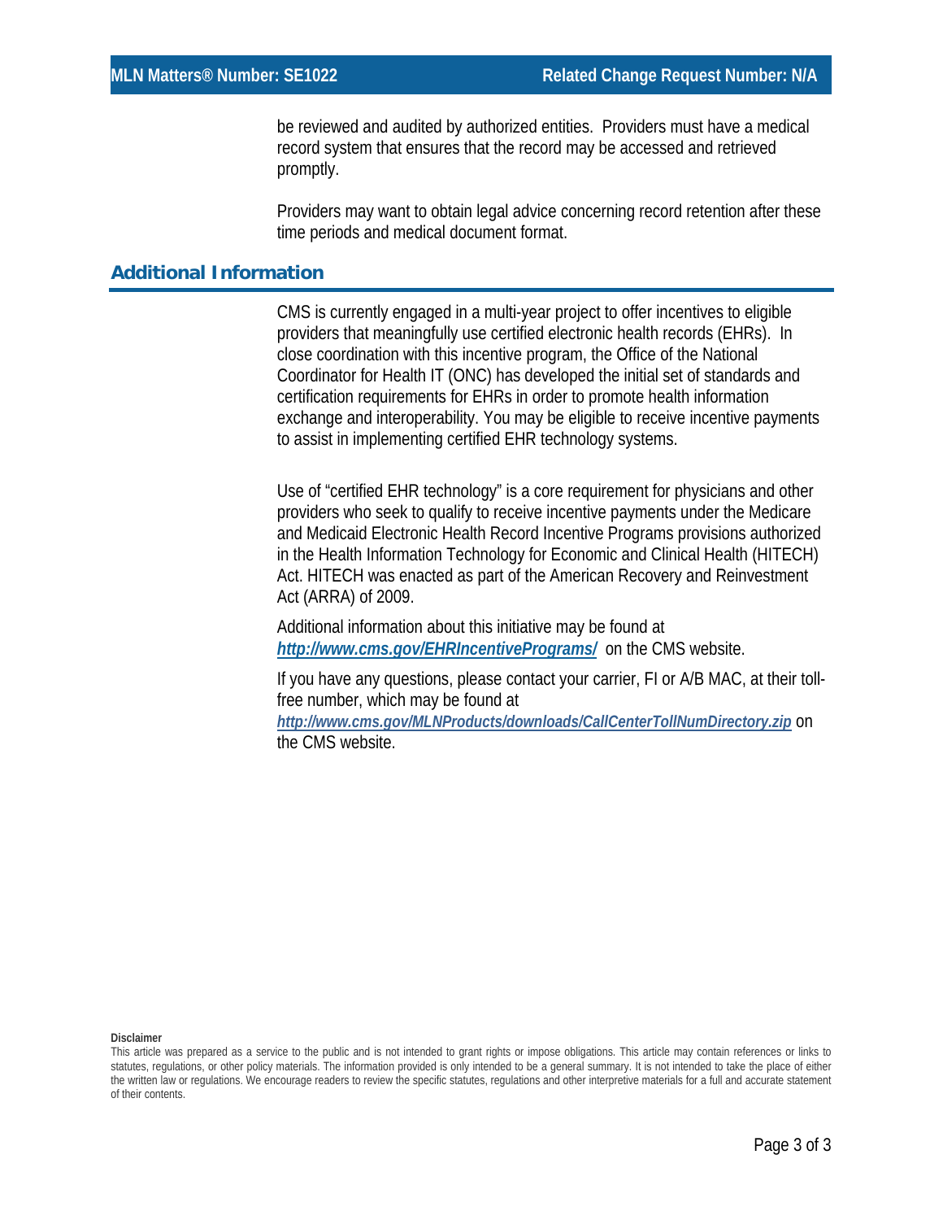be reviewed and audited by authorized entities. Providers must have a medical record system that ensures that the record may be accessed and retrieved promptly.

Providers may want to obtain legal advice concerning record retention after these time periods and medical document format.

## Additional Information

CMS is currently engaged in a multi-year project to offer incentives to eligible providers that meaningfully use certified electronic health records (EHRs). In close coordination with this incentive program, the Office of the National Coordinator for Health IT (ONC) has developed the initial set of standards and certification requirements for EHRs in order to promote health information exchange and interoperability. You may be eligible to receive incentive payments to assist in implementing certified EHR technology systems.

Use of "certified EHR technology" is a core requirement for physicians and other providers who seek to qualify to receive incentive payments under the Medicare and Medicaid Electronic Health Record Incentive Programs provisions authorized in the Health Information Technology for Economic and Clinical Health (HITECH) Act. HITECH was enacted as part of the American Recovery and Reinvestment Act (ARRA) of 2009.

Additional information about this initiative may be found at ***http://www.cms.gov/EHRIncentivePrograms/*** on the CMS website.

If you have any questions, please contact your carrier, FI or A/B MAC, at their toll-free number, which may be found at ***http://www.cms.gov/MLNProducts/downloads/CallCenterTollNumDirectory.zip*** on the CMS website.

**Disclaimer**

This article was prepared as a service to the public and is not intended to grant rights or impose obligations. This article may contain references or links to statutes, regulations, or other policy materials. The information provided is only intended to be a general summary. It is not intended to take the place of either the written law or regulations. We encourage readers to review the specific statutes, regulations and other interpretive materials for a full and accurate statement of their contents.